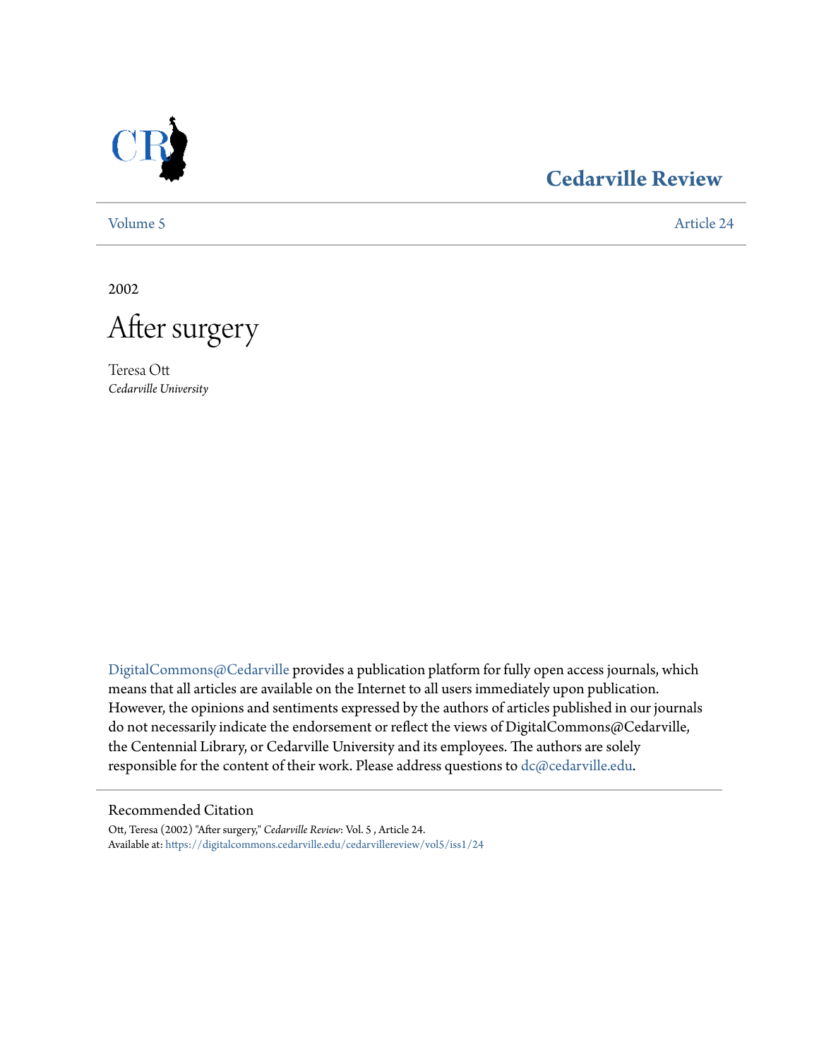# Cedarville Review

Volume 5 | Article 24

2002

# After surgery

Teresa Ott
*Cedarville University*

DigitalCommons@Cedarville provides a publication platform for fully open access journals, which means that all articles are available on the Internet to all users immediately upon publication. However, the opinions and sentiments expressed by the authors of articles published in our journals do not necessarily indicate the endorsement or reflect the views of DigitalCommons@Cedarville, the Centennial Library, or Cedarville University and its employees. The authors are solely responsible for the content of their work. Please address questions to dc@cedarville.edu.

## Recommended Citation

Ott, Teresa (2002) "After surgery," *Cedarville Review*: Vol. 5 , Article 24.
Available at: https://digitalcommons.cedarville.edu/cedarvillereview/vol5/iss1/24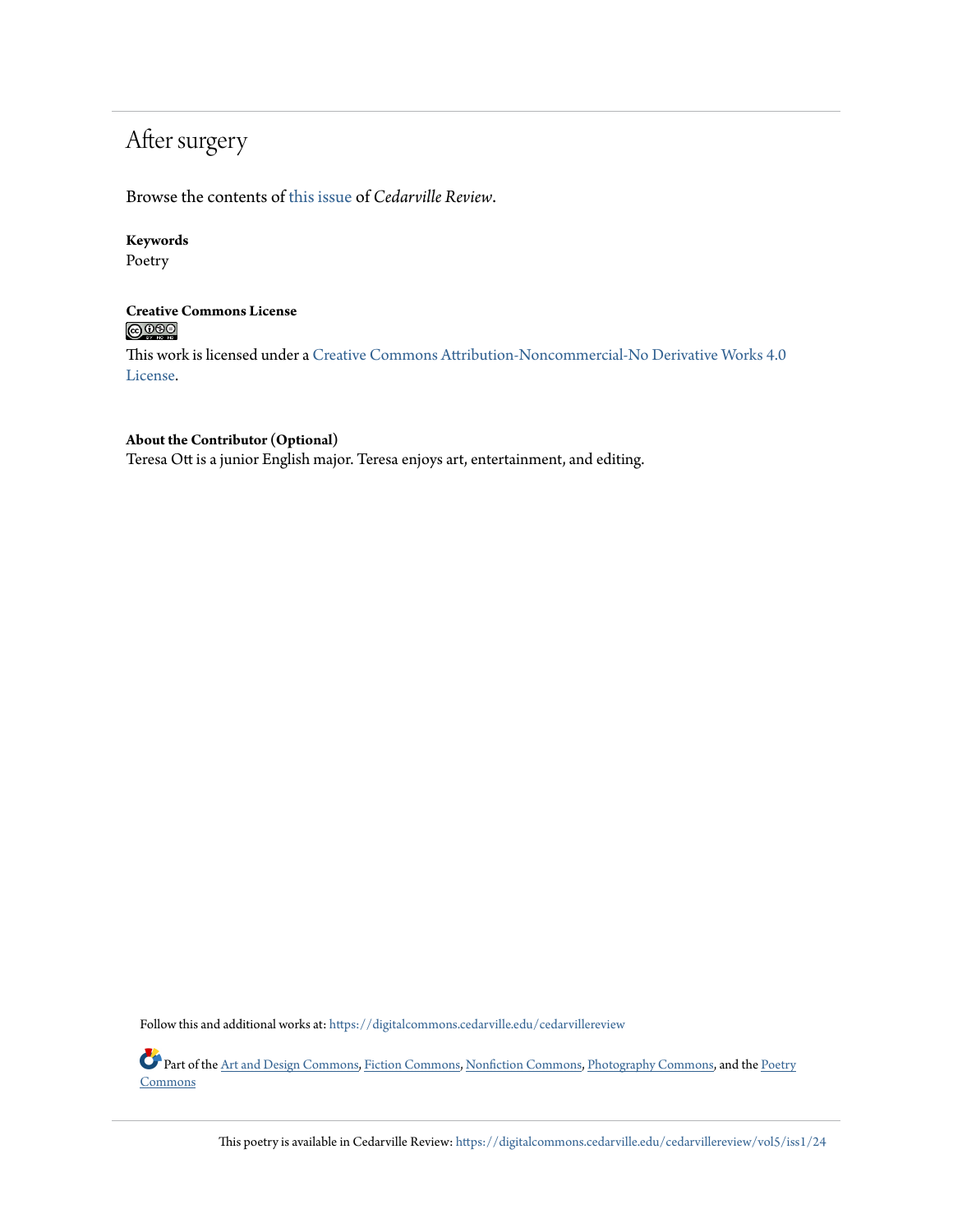# After surgery

Browse the contents of this issue of *Cedarville Review*.

**Keywords**
Poetry

**Creative Commons License**

This work is licensed under a Creative Commons Attribution-Noncommercial-No Derivative Works 4.0 License.

**About the Contributor (Optional)**
Teresa Ott is a junior English major. Teresa enjoys art, entertainment, and editing.

Follow this and additional works at: https://digitalcommons.cedarville.edu/cedarvillereview

Part of the Art and Design Commons, Fiction Commons, Nonfiction Commons, Photography Commons, and the Poetry Commons

This poetry is available in Cedarville Review: https://digitalcommons.cedarville.edu/cedarvillereview/vol5/iss1/24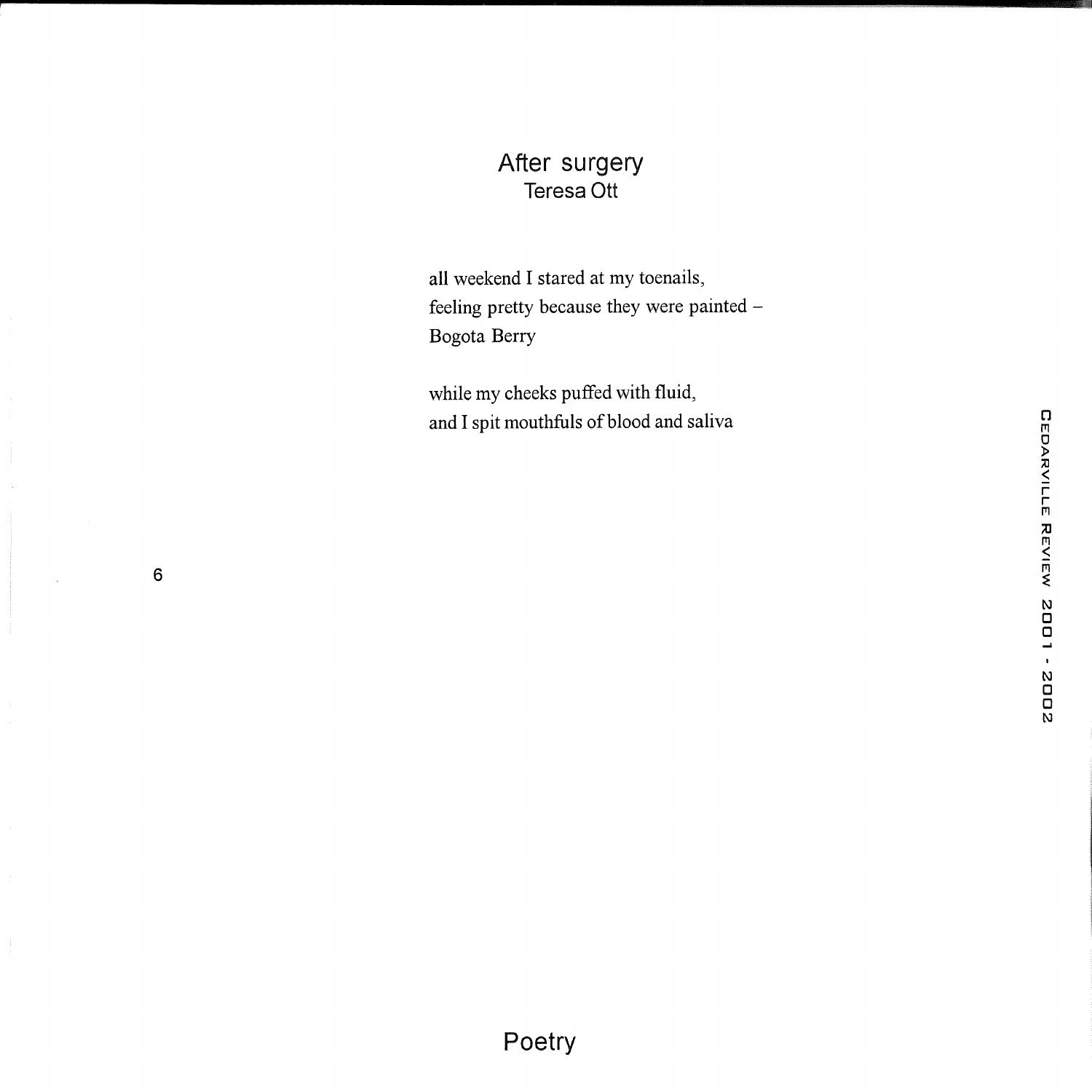# After surgery

Teresa Ott

all weekend I stared at my toenails,  
feeling pretty because they were painted –  
Bogota Berry

while my cheeks puffed with fluid,  
and I spit mouthfuls of blood and saliva

Poetry